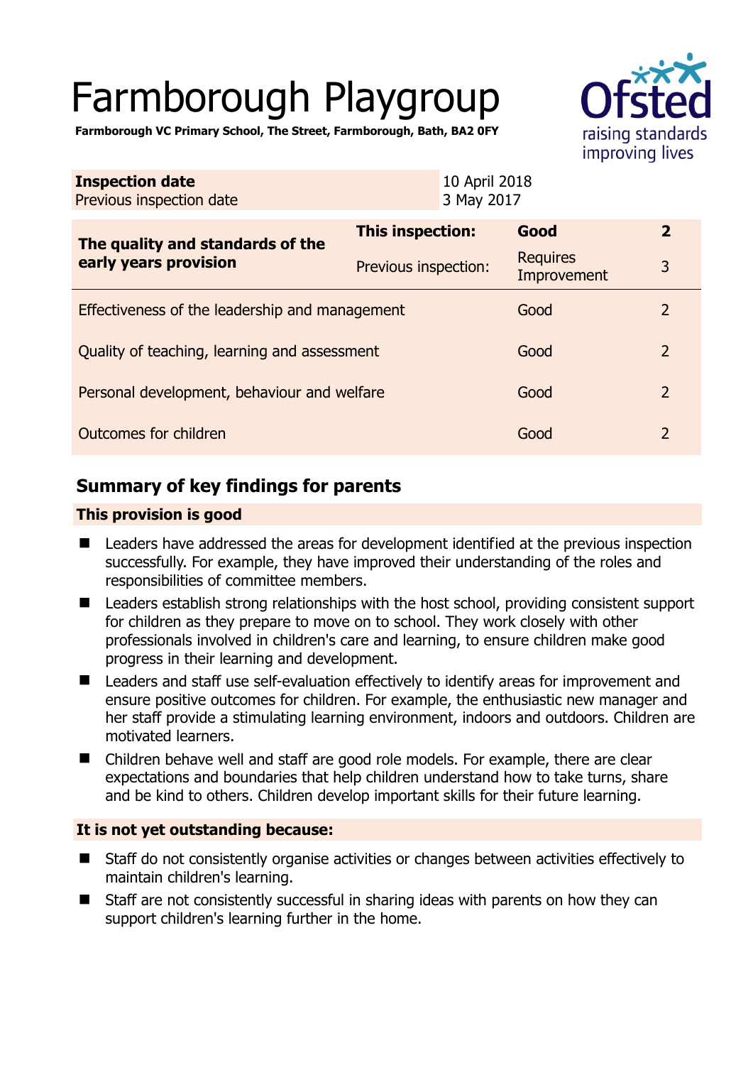# Farmborough Playgroup

**Farmborough VC Primary School, The Street, Farmborough, Bath, BA2 0FY**

| **Inspection date** | 10 April 2018 |
|---|---|
| Previous inspection date | 3 May 2017 |

| **The quality and standards of the early years provision** | **This inspection:** | **Good** | **2** |
|---|---|---|---|
| | Previous inspection: | Requires Improvement | 3 |
| Effectiveness of the leadership and management | | Good | 2 |
| Quality of teaching, learning and assessment | | Good | 2 |
| Personal development, behaviour and welfare | | Good | 2 |
| Outcomes for children | | Good | 2 |

## Summary of key findings for parents

### This provision is good

- Leaders have addressed the areas for development identified at the previous inspection successfully. For example, they have improved their understanding of the roles and responsibilities of committee members.
- Leaders establish strong relationships with the host school, providing consistent support for children as they prepare to move on to school. They work closely with other professionals involved in children's care and learning, to ensure children make good progress in their learning and development.
- Leaders and staff use self-evaluation effectively to identify areas for improvement and ensure positive outcomes for children. For example, the enthusiastic new manager and her staff provide a stimulating learning environment, indoors and outdoors. Children are motivated learners.
- Children behave well and staff are good role models. For example, there are clear expectations and boundaries that help children understand how to take turns, share and be kind to others. Children develop important skills for their future learning.

### It is not yet outstanding because:

- Staff do not consistently organise activities or changes between activities effectively to maintain children's learning.
- Staff are not consistently successful in sharing ideas with parents on how they can support children's learning further in the home.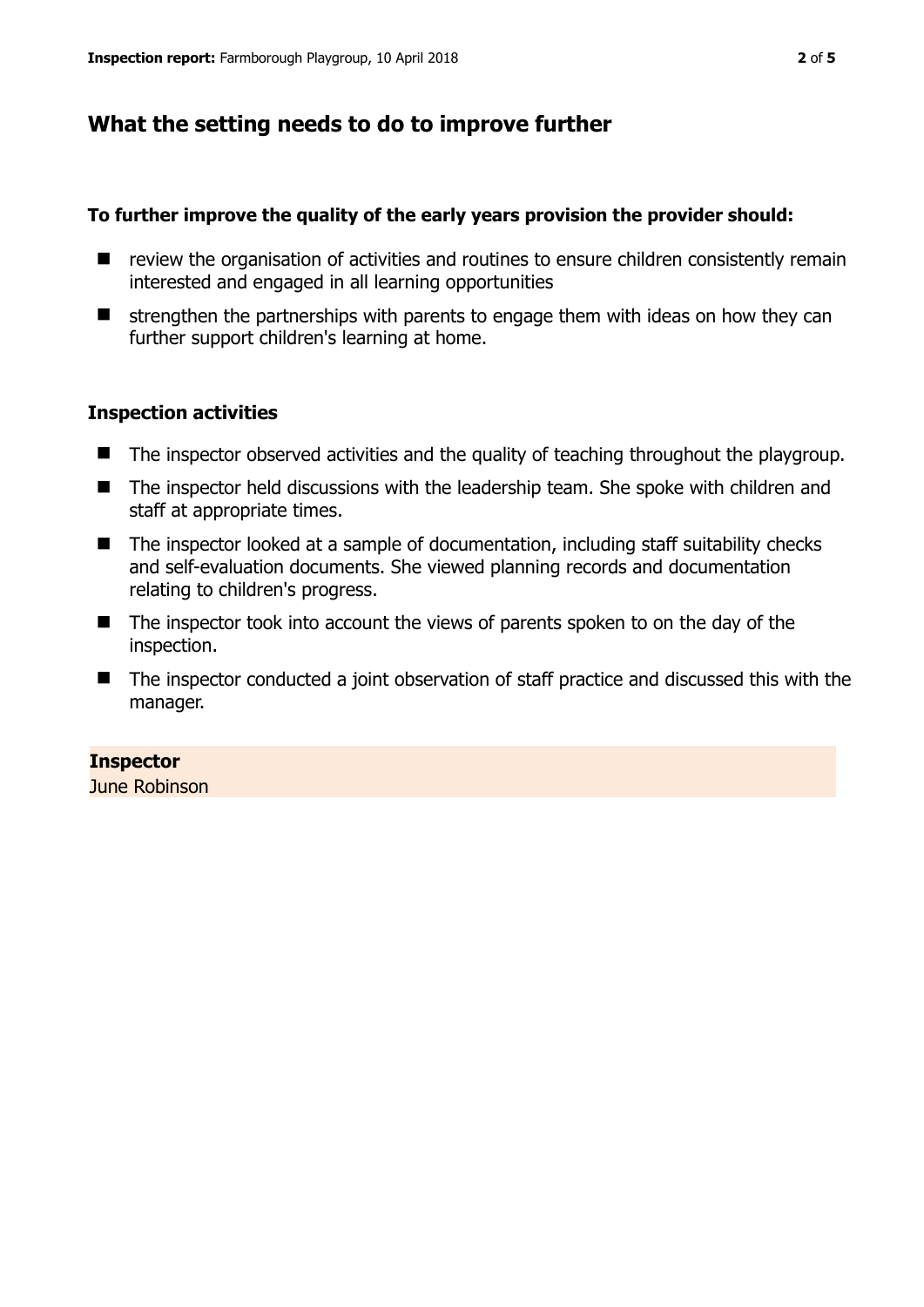## What the setting needs to do to improve further

### To further improve the quality of the early years provision the provider should:

- review the organisation of activities and routines to ensure children consistently remain interested and engaged in all learning opportunities
- strengthen the partnerships with parents to engage them with ideas on how they can further support children's learning at home.

### Inspection activities

- The inspector observed activities and the quality of teaching throughout the playgroup.
- The inspector held discussions with the leadership team. She spoke with children and staff at appropriate times.
- The inspector looked at a sample of documentation, including staff suitability checks and self-evaluation documents. She viewed planning records and documentation relating to children's progress.
- The inspector took into account the views of parents spoken to on the day of the inspection.
- The inspector conducted a joint observation of staff practice and discussed this with the manager.

**Inspector**
June Robinson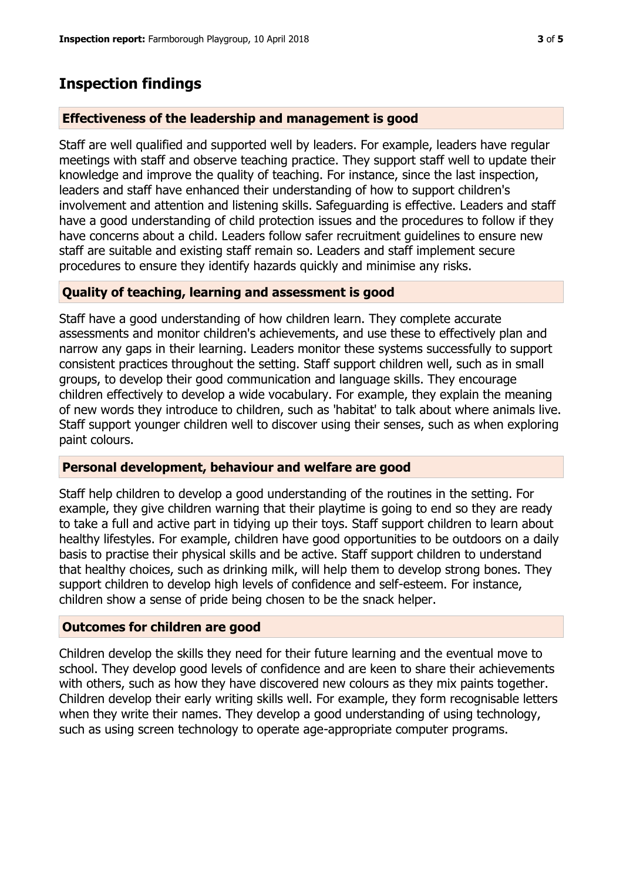# Inspection findings

### Effectiveness of the leadership and management is good

Staff are well qualified and supported well by leaders. For example, leaders have regular meetings with staff and observe teaching practice. They support staff well to update their knowledge and improve the quality of teaching. For instance, since the last inspection, leaders and staff have enhanced their understanding of how to support children's involvement and attention and listening skills. Safeguarding is effective. Leaders and staff have a good understanding of child protection issues and the procedures to follow if they have concerns about a child. Leaders follow safer recruitment guidelines to ensure new staff are suitable and existing staff remain so. Leaders and staff implement secure procedures to ensure they identify hazards quickly and minimise any risks.

### Quality of teaching, learning and assessment is good

Staff have a good understanding of how children learn. They complete accurate assessments and monitor children's achievements, and use these to effectively plan and narrow any gaps in their learning. Leaders monitor these systems successfully to support consistent practices throughout the setting. Staff support children well, such as in small groups, to develop their good communication and language skills. They encourage children effectively to develop a wide vocabulary. For example, they explain the meaning of new words they introduce to children, such as 'habitat' to talk about where animals live. Staff support younger children well to discover using their senses, such as when exploring paint colours.

### Personal development, behaviour and welfare are good

Staff help children to develop a good understanding of the routines in the setting. For example, they give children warning that their playtime is going to end so they are ready to take a full and active part in tidying up their toys. Staff support children to learn about healthy lifestyles. For example, children have good opportunities to be outdoors on a daily basis to practise their physical skills and be active. Staff support children to understand that healthy choices, such as drinking milk, will help them to develop strong bones. They support children to develop high levels of confidence and self-esteem. For instance, children show a sense of pride being chosen to be the snack helper.

### Outcomes for children are good

Children develop the skills they need for their future learning and the eventual move to school. They develop good levels of confidence and are keen to share their achievements with others, such as how they have discovered new colours as they mix paints together. Children develop their early writing skills well. For example, they form recognisable letters when they write their names. They develop a good understanding of using technology, such as using screen technology to operate age-appropriate computer programs.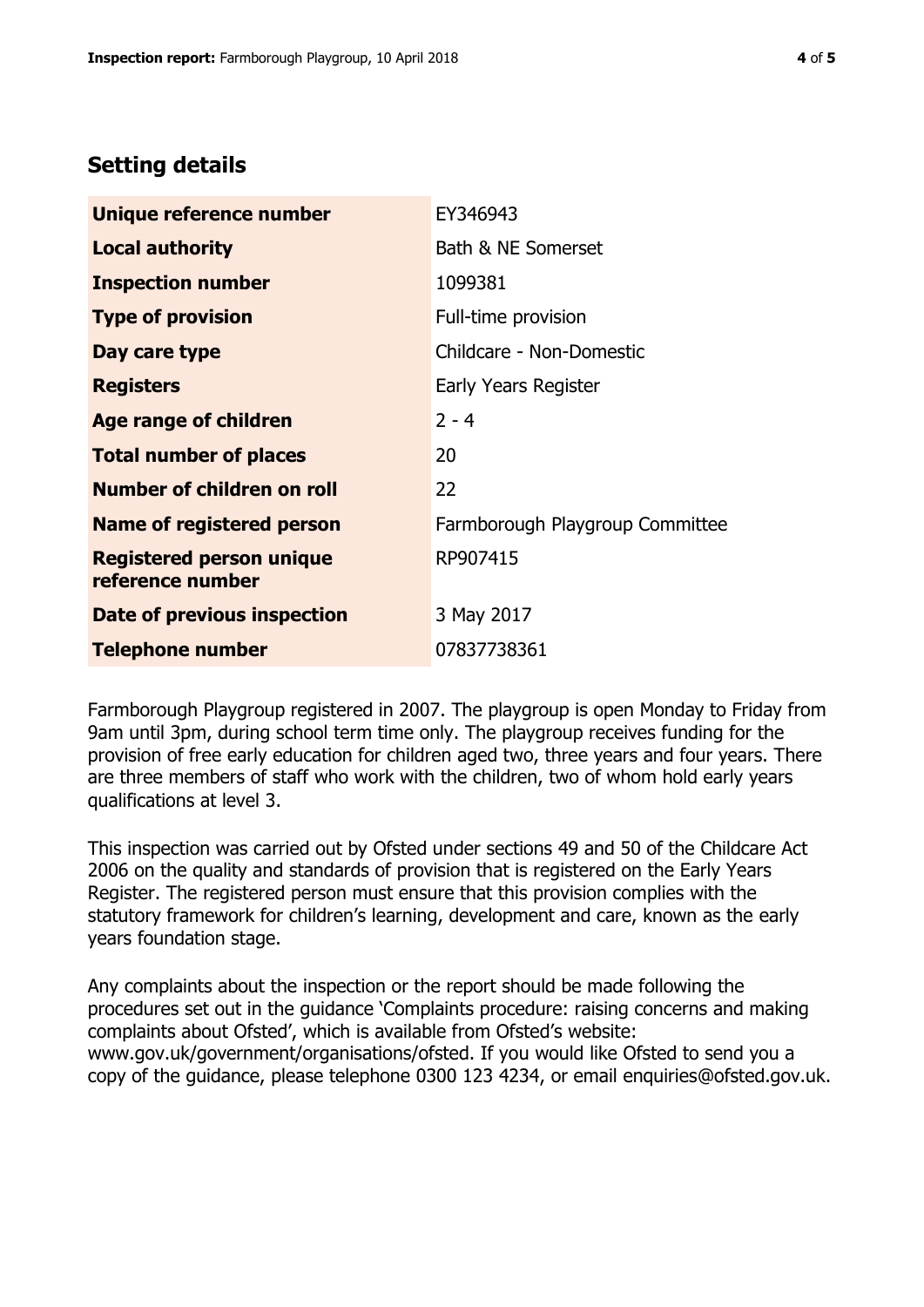## Setting details

| | |
|---|---|
| **Unique reference number** | EY346943 |
| **Local authority** | Bath & NE Somerset |
| **Inspection number** | 1099381 |
| **Type of provision** | Full-time provision |
| **Day care type** | Childcare - Non-Domestic |
| **Registers** | Early Years Register |
| **Age range of children** | 2 - 4 |
| **Total number of places** | 20 |
| **Number of children on roll** | 22 |
| **Name of registered person** | Farmborough Playgroup Committee |
| **Registered person unique reference number** | RP907415 |
| **Date of previous inspection** | 3 May 2017 |
| **Telephone number** | 07837738361 |

Farmborough Playgroup registered in 2007. The playgroup is open Monday to Friday from 9am until 3pm, during school term time only. The playgroup receives funding for the provision of free early education for children aged two, three years and four years. There are three members of staff who work with the children, two of whom hold early years qualifications at level 3.

This inspection was carried out by Ofsted under sections 49 and 50 of the Childcare Act 2006 on the quality and standards of provision that is registered on the Early Years Register. The registered person must ensure that this provision complies with the statutory framework for children's learning, development and care, known as the early years foundation stage.

Any complaints about the inspection or the report should be made following the procedures set out in the guidance 'Complaints procedure: raising concerns and making complaints about Ofsted', which is available from Ofsted's website: www.gov.uk/government/organisations/ofsted. If you would like Ofsted to send you a copy of the guidance, please telephone 0300 123 4234, or email enquiries@ofsted.gov.uk.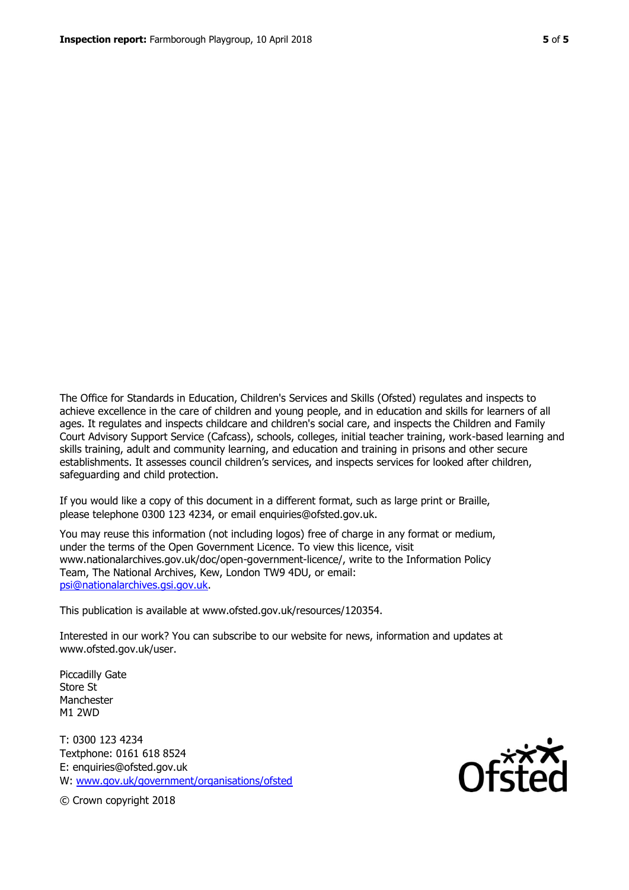The Office for Standards in Education, Children's Services and Skills (Ofsted) regulates and inspects to achieve excellence in the care of children and young people, and in education and skills for learners of all ages. It regulates and inspects childcare and children's social care, and inspects the Children and Family Court Advisory Support Service (Cafcass), schools, colleges, initial teacher training, work-based learning and skills training, adult and community learning, and education and training in prisons and other secure establishments. It assesses council children's services, and inspects services for looked after children, safeguarding and child protection.

If you would like a copy of this document in a different format, such as large print or Braille, please telephone 0300 123 4234, or email enquiries@ofsted.gov.uk.

You may reuse this information (not including logos) free of charge in any format or medium, under the terms of the Open Government Licence. To view this licence, visit www.nationalarchives.gov.uk/doc/open-government-licence/, write to the Information Policy Team, The National Archives, Kew, London TW9 4DU, or email: psi@nationalarchives.gsi.gov.uk.

This publication is available at www.ofsted.gov.uk/resources/120354.

Interested in our work? You can subscribe to our website for news, information and updates at www.ofsted.gov.uk/user.

Piccadilly Gate
Store St
Manchester
M1 2WD

T: 0300 123 4234
Textphone: 0161 618 8524
E: enquiries@ofsted.gov.uk
W: www.gov.uk/government/organisations/ofsted

© Crown copyright 2018